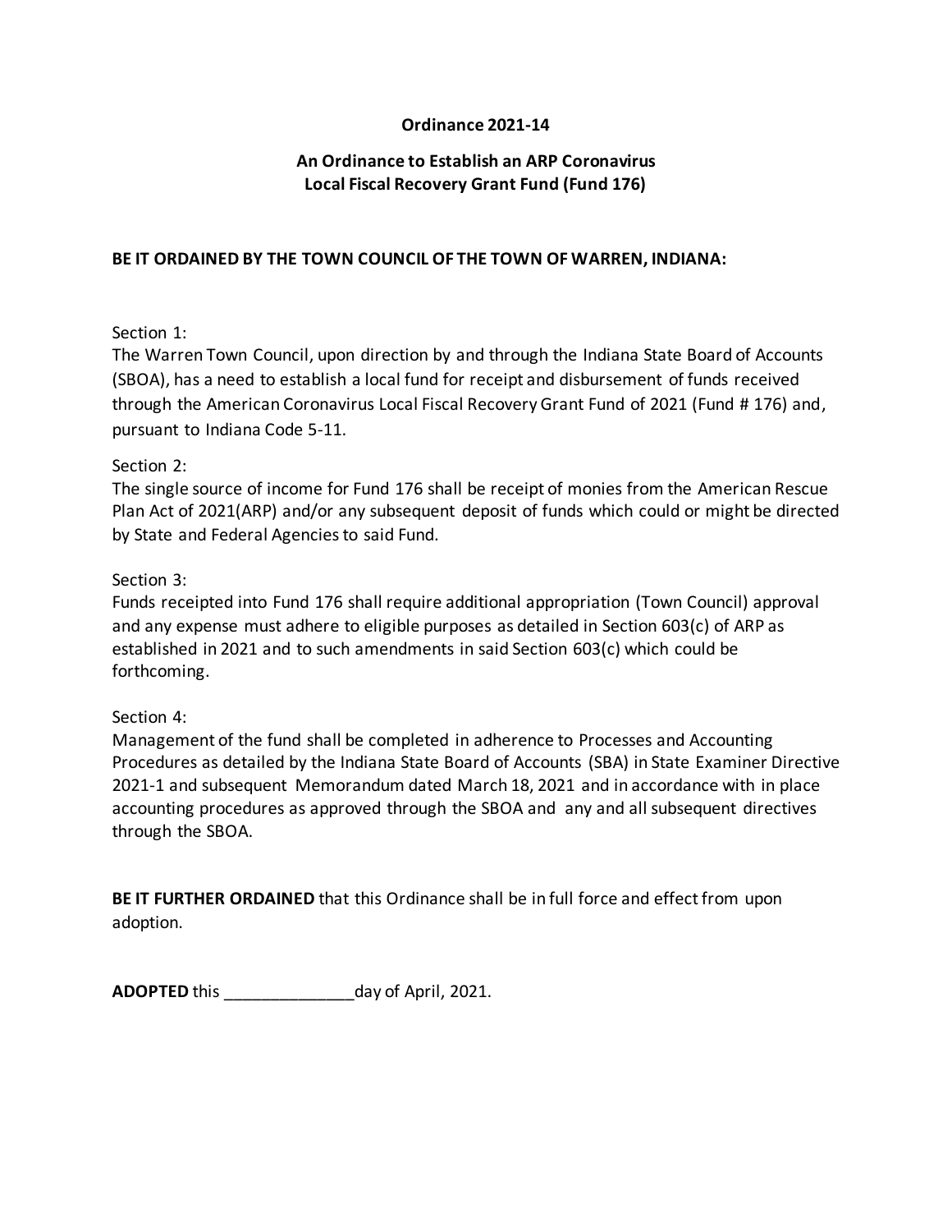**Ordinance 2021-14**

**An Ordinance to Establish an ARP Coronavirus Local Fiscal Recovery Grant Fund (Fund 176)**

**BE IT ORDAINED BY THE TOWN COUNCIL OF THE TOWN OF WARREN, INDIANA:**

Section 1:
The Warren Town Council, upon direction by and through the Indiana State Board of Accounts (SBOA), has a need to establish a local fund for receipt and disbursement of funds received through the American Coronavirus Local Fiscal Recovery Grant Fund of 2021 (Fund # 176) and, pursuant to Indiana Code 5-11.

Section 2:
The single source of income for Fund 176 shall be receipt of monies from the American Rescue Plan Act of 2021(ARP) and/or any subsequent deposit of funds which could or might be directed by State and Federal Agencies to said Fund.

Section 3:
Funds receipted into Fund 176 shall require additional appropriation (Town Council) approval and any expense must adhere to eligible purposes as detailed in Section 603(c) of ARP as established in 2021 and to such amendments in said Section 603(c) which could be forthcoming.

Section 4:
Management of the fund shall be completed in adherence to Processes and Accounting Procedures as detailed by the Indiana State Board of Accounts (SBA) in State Examiner Directive 2021-1 and subsequent Memorandum dated March 18, 2021 and in accordance with in place accounting procedures as approved through the SBOA and any and all subsequent directives through the SBOA.

**BE IT FURTHER ORDAINED** that this Ordinance shall be in full force and effect from upon adoption.

**ADOPTED** this ______________day of April, 2021.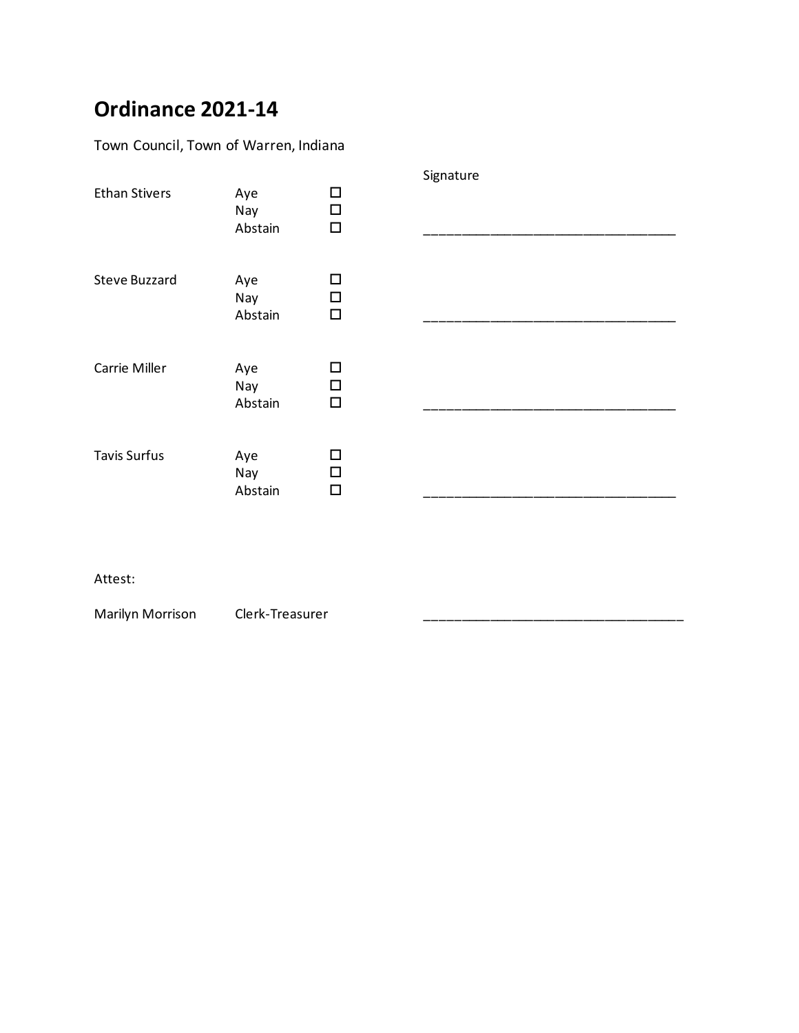# Ordinance 2021-14

Town Council, Town of Warren, Indiana

| | | | Signature |
|---|---|---|---|
| Ethan Stivers | Aye | ☐ | |
| | Nay | ☐ | |
| | Abstain | ☐ | ________________________________ |
| Steve Buzzard | Aye | ☐ | |
| | Nay | ☐ | |
| | Abstain | ☐ | ________________________________ |
| Carrie Miller | Aye | ☐ | |
| | Nay | ☐ | |
| | Abstain | ☐ | ________________________________ |
| Tavis Surfus | Aye | ☐ | |
| | Nay | ☐ | |
| | Abstain | ☐ | ________________________________ |

Attest:

Marilyn Morrison Clerk-Treasurer ________________________________